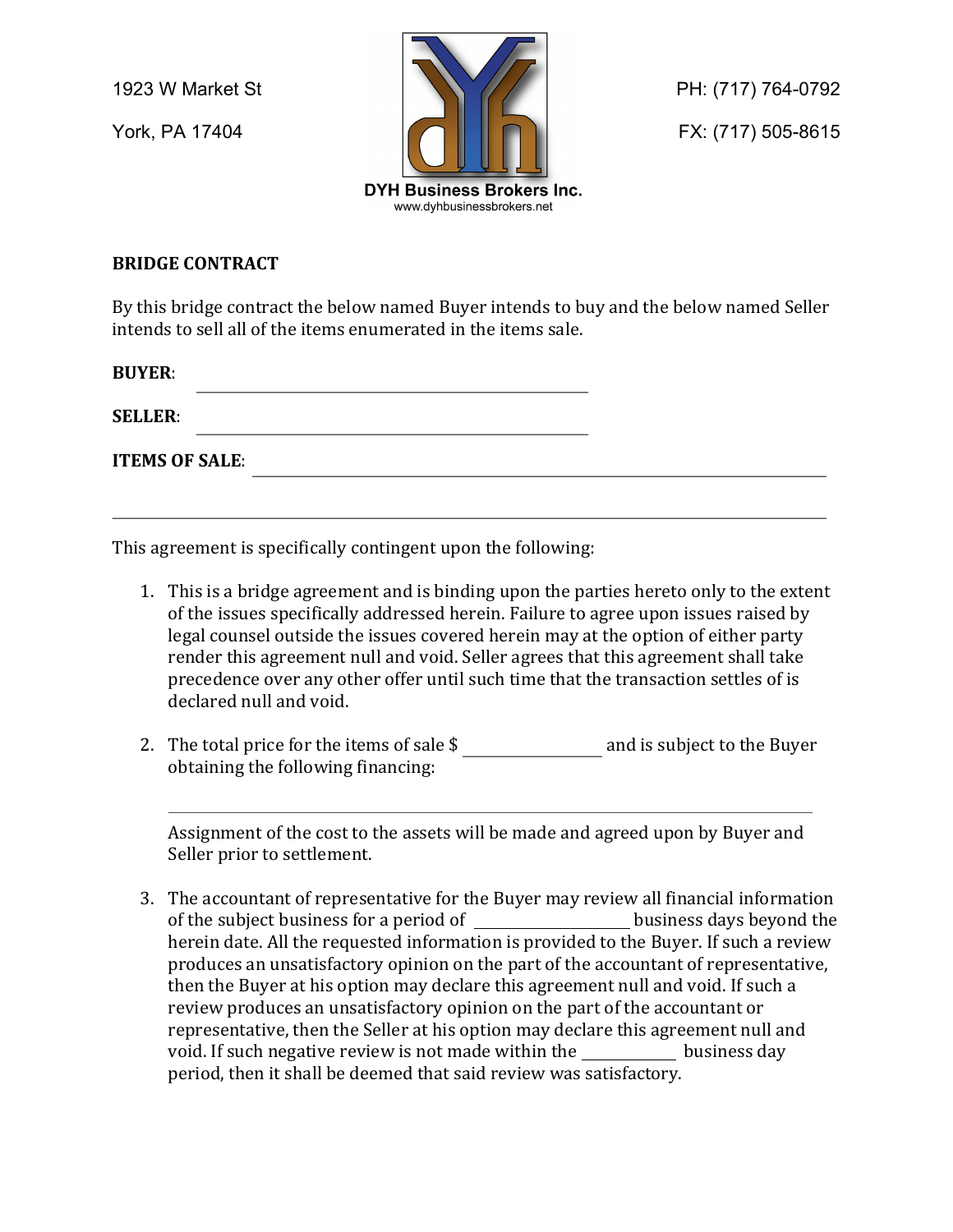1923 W Market St

York, PA 17404

PH: (717) 764-0792

FX: (717) 505-8615

DYH Business Brokers Inc.
www.dyhbusinessbrokers.net

**BRIDGE CONTRACT**

By this bridge contract the below named Buyer intends to buy and the below named Seller intends to sell all of the items enumerated in the items sale.

**BUYER**: ______________________________________

**SELLER**: ______________________________________

**ITEMS OF SALE**: ______________________________________________________

______________________________________________________________________

This agreement is specifically contingent upon the following:

1. This is a bridge agreement and is binding upon the parties hereto only to the extent of the issues specifically addressed herein. Failure to agree upon issues raised by legal counsel outside the issues covered herein may at the option of either party render this agreement null and void. Seller agrees that this agreement shall take precedence over any other offer until such time that the transaction settles of is declared null and void.

2. The total price for the items of sale $ ______________ and is subject to the Buyer obtaining the following financing:

   ______________________________________________________________________

   Assignment of the cost to the assets will be made and agreed upon by Buyer and Seller prior to settlement.

3. The accountant of representative for the Buyer may review all financial information of the subject business for a period of ________________ business days beyond the herein date. All the requested information is provided to the Buyer. If such a review produces an unsatisfactory opinion on the part of the accountant of representative, then the Buyer at his option may declare this agreement null and void. If such a review produces an unsatisfactory opinion on the part of the accountant or representative, then the Seller at his option may declare this agreement null and void. If such negative review is not made within the __________ business day period, then it shall be deemed that said review was satisfactory.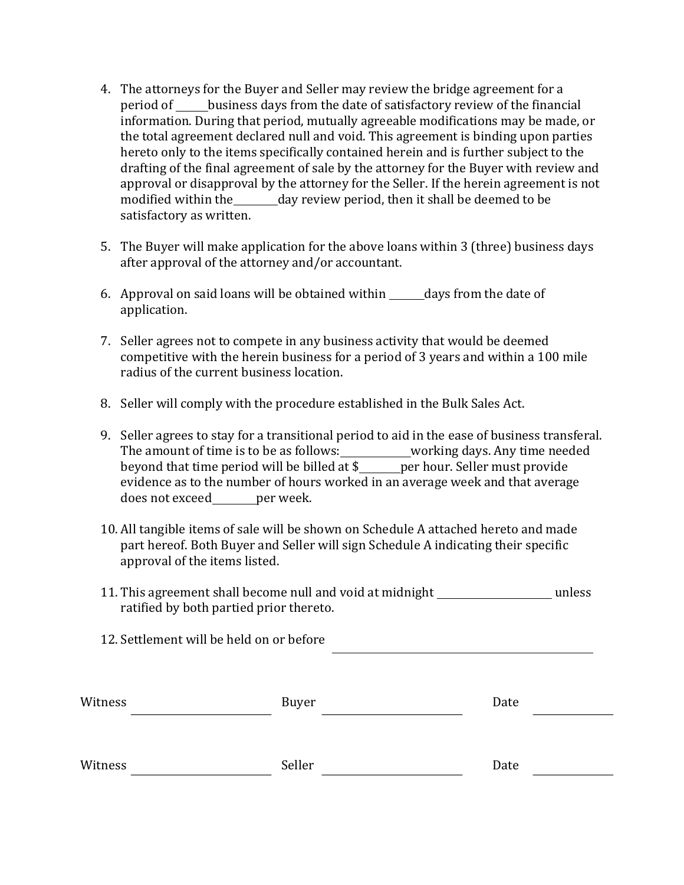4. The attorneys for the Buyer and Seller may review the bridge agreement for a period of ______business days from the date of satisfactory review of the financial information. During that period, mutually agreeable modifications may be made, or the total agreement declared null and void. This agreement is binding upon parties hereto only to the items specifically contained herein and is further subject to the drafting of the final agreement of sale by the attorney for the Buyer with review and approval or disapproval by the attorney for the Seller. If the herein agreement is not modified within the________day review period, then it shall be deemed to be satisfactory as written.

5. The Buyer will make application for the above loans within 3 (three) business days after approval of the attorney and/or accountant.

6. Approval on said loans will be obtained within _______days from the date of application.

7. Seller agrees not to compete in any business activity that would be deemed competitive with the herein business for a period of 3 years and within a 100 mile radius of the current business location.

8. Seller will comply with the procedure established in the Bulk Sales Act.

9. Seller agrees to stay for a transitional period to aid in the ease of business transferal. The amount of time is to be as follows:_____________working days. Any time needed beyond that time period will be billed at $________per hour. Seller must provide evidence as to the number of hours worked in an average week and that average does not exceed________per week.

10. All tangible items of sale will be shown on Schedule A attached hereto and made part hereof. Both Buyer and Seller will sign Schedule A indicating their specific approval of the items listed.

11. This agreement shall become null and void at midnight ____________________ unless ratified by both partied prior thereto.

12. Settlement will be held on or before ____________________________________

Witness ______________________ Buyer ______________________ Date ____________

Witness ______________________ Seller ______________________ Date ____________